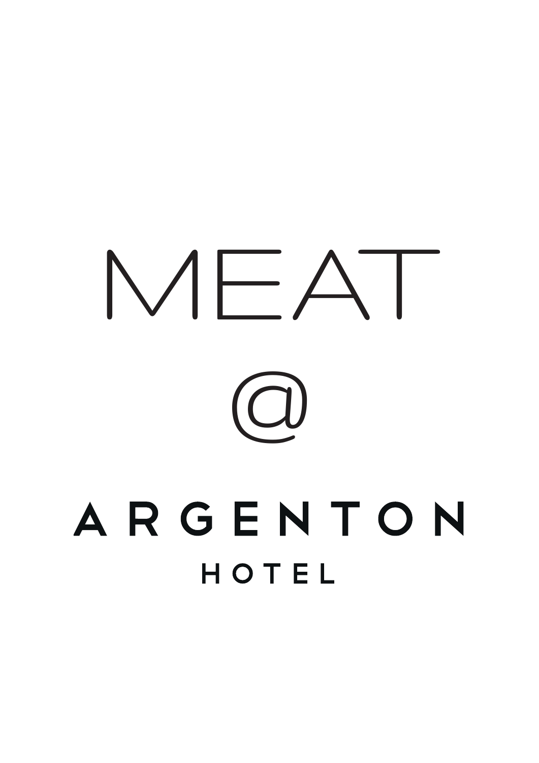# MEAT

@

## ARGENTON

HOTEL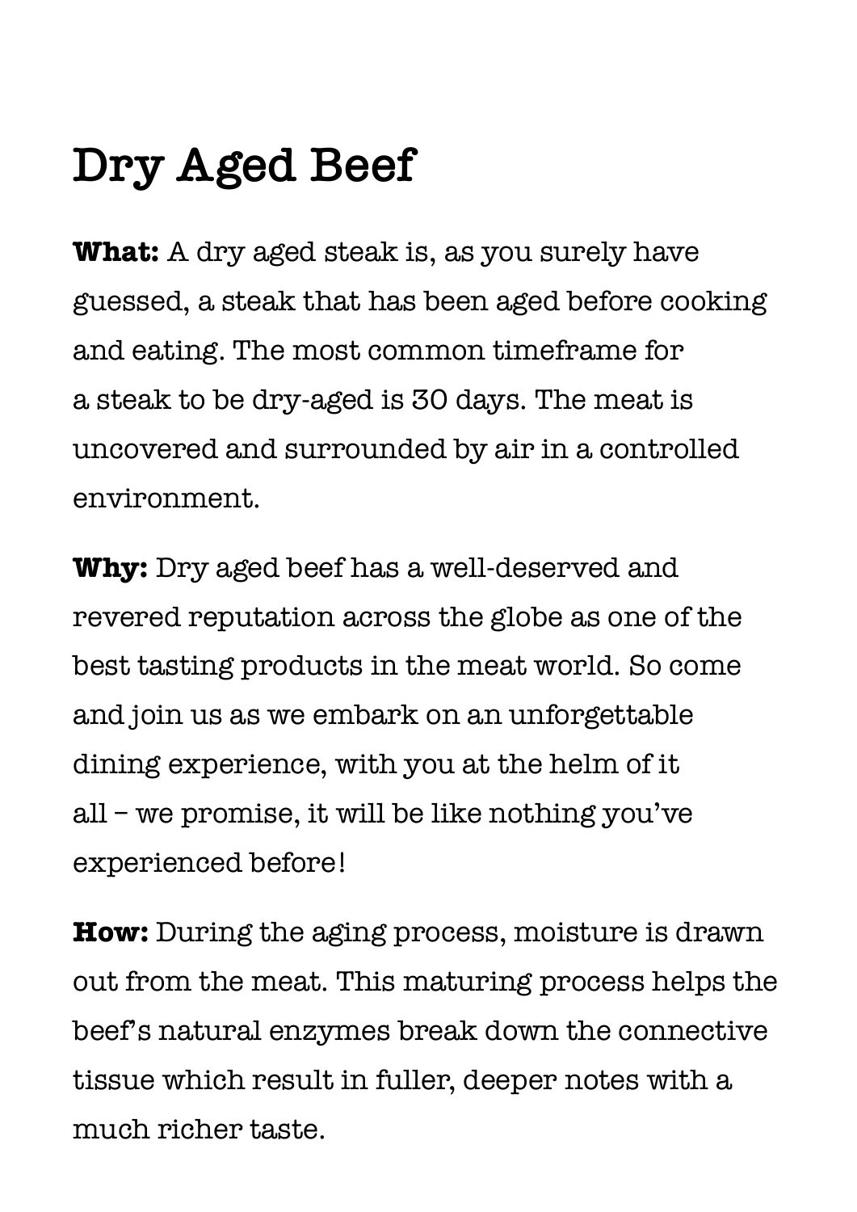# Dry Aged Beef

**What:** A dry aged steak is, as you surely have guessed, a steak that has been aged before cooking and eating. The most common timeframe for a steak to be dry-aged is 30 days. The meat is uncovered and surrounded by air in a controlled environment.

**Why:** Dry aged beef has a well-deserved and revered reputation across the globe as one of the best tasting products in the meat world. So come and join us as we embark on an unforgettable dining experience, with you at the helm of it all – we promise, it will be like nothing you've experienced before!

**How:** During the aging process, moisture is drawn out from the meat. This maturing process helps the beef's natural enzymes break down the connective tissue which result in fuller, deeper notes with a much richer taste.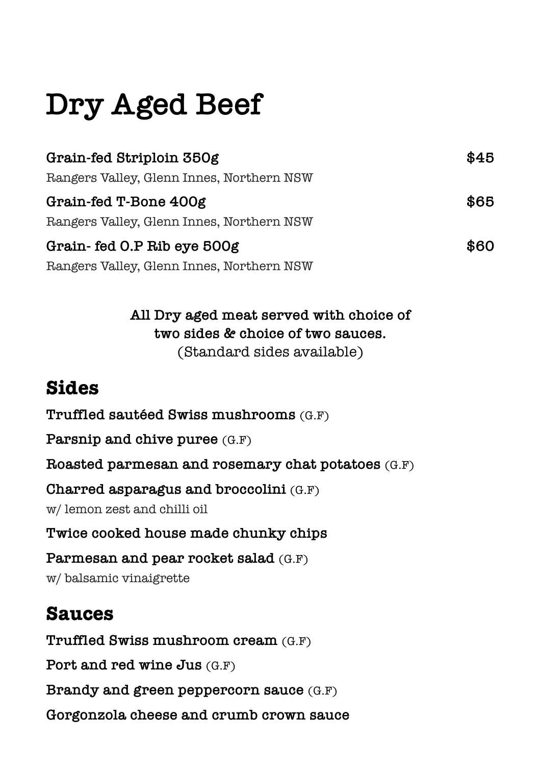# Dry Aged Beef

**Grain-fed Striploin 350g** — $45
Rangers Valley, Glenn Innes, Northern NSW

**Grain-fed T-Bone 400g** — $65
Rangers Valley, Glenn Innes, Northern NSW

**Grain- fed O.P Rib eye 500g** — $60
Rangers Valley, Glenn Innes, Northern NSW

**All Dry aged meat served with choice of two sides & choice of two sauces.**
(Standard sides available)

## Sides

**Truffled sautéed Swiss mushrooms** (G.F)

**Parsnip and chive puree** (G.F)

**Roasted parmesan and rosemary chat potatoes** (G.F)

**Charred asparagus and broccolini** (G.F)
w/ lemon zest and chilli oil

**Twice cooked house made chunky chips**

**Parmesan and pear rocket salad** (G.F)
w/ balsamic vinaigrette

## Sauces

**Truffled Swiss mushroom cream** (G.F)

**Port and red wine Jus** (G.F)

**Brandy and green peppercorn sauce** (G.F)

**Gorgonzola cheese and crumb crown sauce**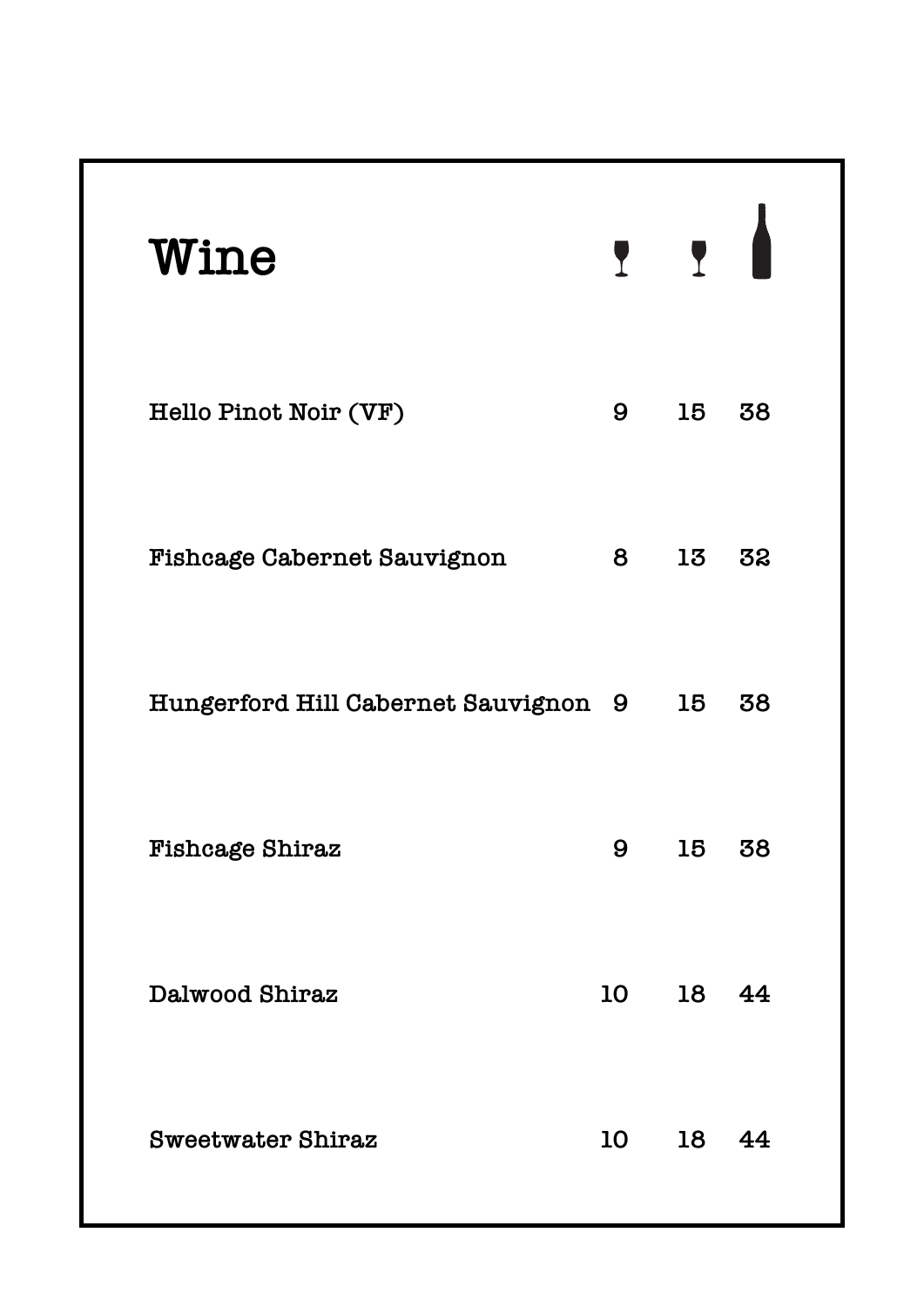# Wine

| | | | |
|---|---|---|---|
| Hello Pinot Noir (VF) | 9 | 15 | 38 |
| Fishcage Cabernet Sauvignon | 8 | 13 | 32 |
| Hungerford Hill Cabernet Sauvignon | 9 | 15 | 38 |
| Fishcage Shiraz | 9 | 15 | 38 |
| Dalwood Shiraz | 10 | 18 | 44 |
| Sweetwater Shiraz | 10 | 18 | 44 |